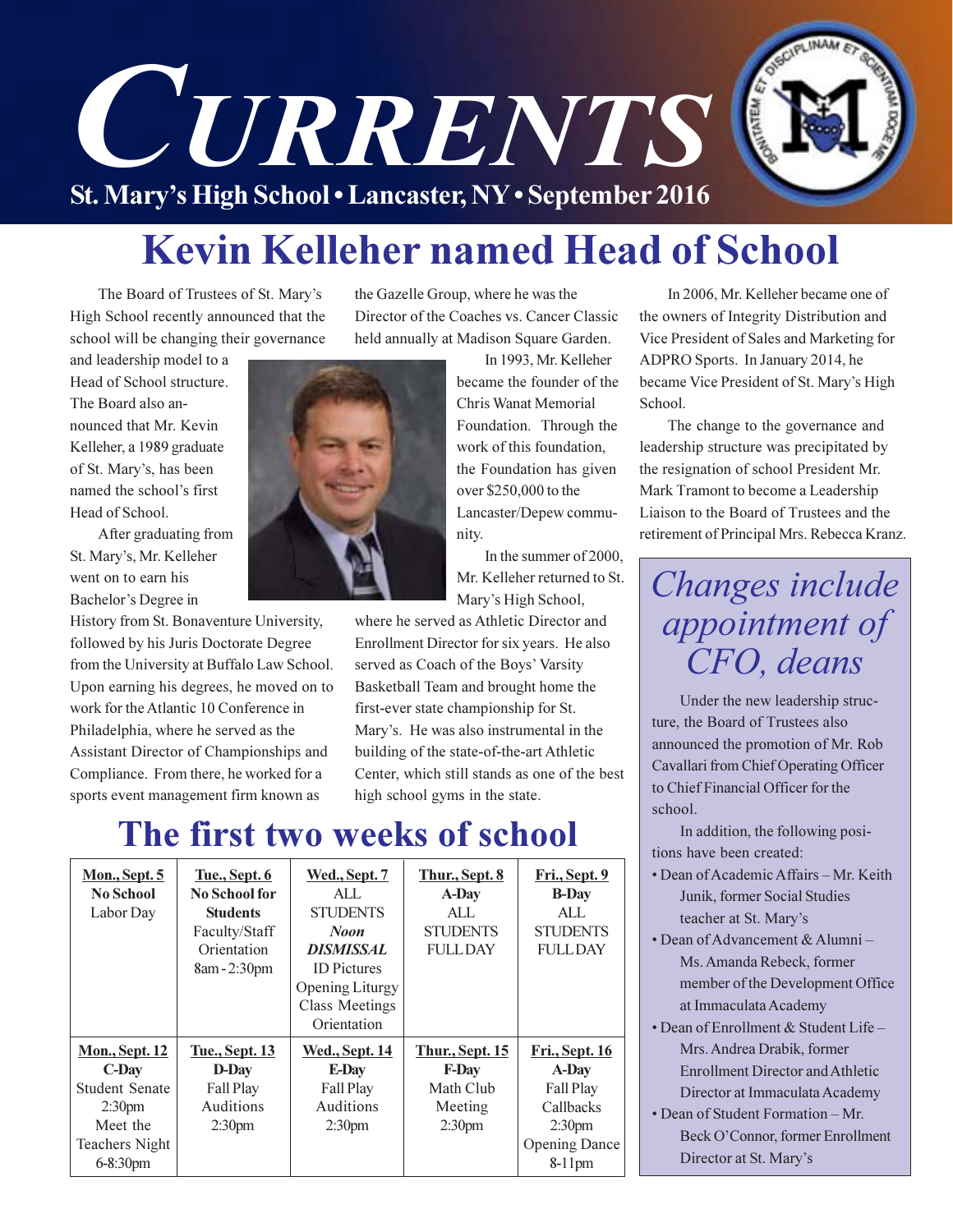# CURRENTS

**St. Mary's High School • Lancaster, NY • September 2016**

# Kevin Kelleher named Head of School

The Board of Trustees of St. Mary's High School recently announced that the school will be changing their governance and leadership model to a Head of School structure. The Board also announced that Mr. Kevin Kelleher, a 1989 graduate of St. Mary's, has been named the school's first Head of School.

After graduating from St. Mary's, Mr. Kelleher went on to earn his Bachelor's Degree in History from St. Bonaventure University, followed by his Juris Doctorate Degree from the University at Buffalo Law School. Upon earning his degrees, he moved on to work for the Atlantic 10 Conference in Philadelphia, where he served as the Assistant Director of Championships and Compliance. From there, he worked for a sports event management firm known as the Gazelle Group, where he was the Director of the Coaches vs. Cancer Classic held annually at Madison Square Garden.

In 1993, Mr. Kelleher became the founder of the Chris Wanat Memorial Foundation. Through the work of this foundation, the Foundation has given over $250,000 to the Lancaster/Depew community.

In the summer of 2000, Mr. Kelleher returned to St. Mary's High School, where he served as Athletic Director and Enrollment Director for six years. He also served as Coach of the Boys' Varsity Basketball Team and brought home the first-ever state championship for St. Mary's. He was also instrumental in the building of the state-of-the-art Athletic Center, which still stands as one of the best high school gyms in the state.

In 2006, Mr. Kelleher became one of the owners of Integrity Distribution and Vice President of Sales and Marketing for ADPRO Sports. In January 2014, he became Vice President of St. Mary's High School.

The change to the governance and leadership structure was precipitated by the resignation of school President Mr. Mark Tramont to become a Leadership Liaison to the Board of Trustees and the retirement of Principal Mrs. Rebecca Kranz.

## *Changes include appointment of CFO, deans*

Under the new leadership structure, the Board of Trustees also announced the promotion of Mr. Rob Cavallari from Chief Operating Officer to Chief Financial Officer for the school.

In addition, the following positions have been created:

- Dean of Academic Affairs – Mr. Keith Junik, former Social Studies teacher at St. Mary's
- Dean of Advancement & Alumni – Ms. Amanda Rebeck, former member of the Development Office at Immaculata Academy
- Dean of Enrollment & Student Life – Mrs. Andrea Drabik, former Enrollment Director and Athletic Director at Immaculata Academy
- Dean of Student Formation – Mr. Beck O'Connor, former Enrollment Director at St. Mary's

# The first two weeks of school

| | | | | |
|---|---|---|---|---|
| **Mon., Sept. 5**<br>**No School**<br>Labor Day | **Tue., Sept. 6**<br>**No School for Students**<br>Faculty/Staff Orientation<br>8am - 2:30pm | **Wed., Sept. 7**<br>ALL STUDENTS<br>***Noon DISMISSAL***<br>ID Pictures<br>Opening Liturgy<br>Class Meetings<br>Orientation | **Thur., Sept. 8**<br>**A-Day**<br>ALL STUDENTS<br>FULL DAY | **Fri., Sept. 9**<br>**B-Day**<br>ALL STUDENTS<br>FULL DAY |
| **Mon., Sept. 12**<br>**C-Day**<br>Student Senate<br>2:30pm<br>Meet the Teachers Night<br>6-8:30pm | **Tue., Sept. 13**<br>**D-Day**<br>Fall Play Auditions<br>2:30pm | **Wed., Sept. 14**<br>**E-Day**<br>Fall Play Auditions<br>2:30pm | **Thur., Sept. 15**<br>**F-Day**<br>Math Club Meeting<br>2:30pm | **Fri., Sept. 16**<br>**A-Day**<br>Fall Play Callbacks<br>2:30pm<br>Opening Dance<br>8-11pm |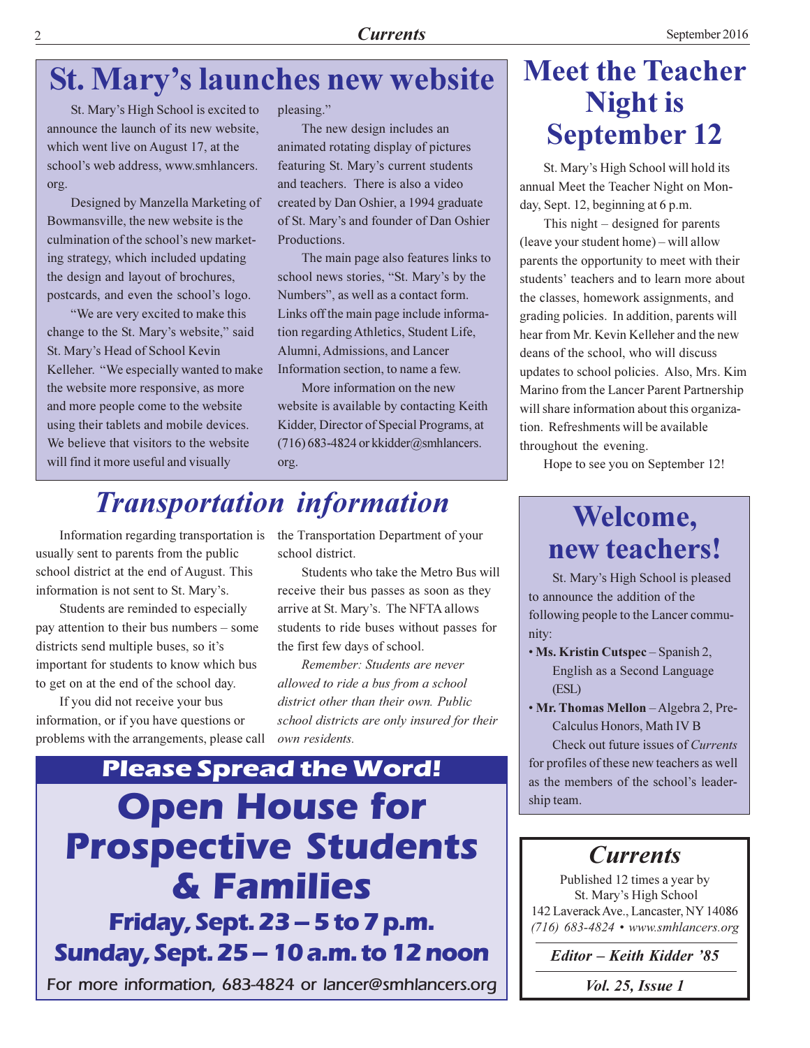# St. Mary's launches new website

St. Mary's High School is excited to announce the launch of its new website, which went live on August 17, at the school's web address, www.smhlancers.org.

Designed by Manzella Marketing of Bowmansville, the new website is the culmination of the school's new marketing strategy, which included updating the design and layout of brochures, postcards, and even the school's logo.

"We are very excited to make this change to the St. Mary's website," said St. Mary's Head of School Kevin Kelleher. "We especially wanted to make the website more responsive, as more and more people come to the website using their tablets and mobile devices. We believe that visitors to the website will find it more useful and visually pleasing."

The new design includes an animated rotating display of pictures featuring St. Mary's current students and teachers. There is also a video created by Dan Oshier, a 1994 graduate of St. Mary's and founder of Dan Oshier Productions.

The main page also features links to school news stories, "St. Mary's by the Numbers", as well as a contact form. Links off the main page include information regarding Athletics, Student Life, Alumni, Admissions, and Lancer Information section, to name a few.

More information on the new website is available by contacting Keith Kidder, Director of Special Programs, at (716) 683-4824 or kkidder@smhlancers.org.

# Meet the Teacher Night is September 12

St. Mary's High School will hold its annual Meet the Teacher Night on Monday, Sept. 12, beginning at 6 p.m.

This night – designed for parents (leave your student home) – will allow parents the opportunity to meet with their students' teachers and to learn more about the classes, homework assignments, and grading policies. In addition, parents will hear from Mr. Kevin Kelleher and the new deans of the school, who will discuss updates to school policies. Also, Mrs. Kim Marino from the Lancer Parent Partnership will share information about this organization. Refreshments will be available throughout the evening.

Hope to see you on September 12!

# *Transportation information*

Information regarding transportation is usually sent to parents from the public school district at the end of August. This information is not sent to St. Mary's.

Students are reminded to especially pay attention to their bus numbers – some districts send multiple buses, so it's important for students to know which bus to get on at the end of the school day.

If you did not receive your bus information, or if you have questions or problems with the arrangements, please call the Transportation Department of your school district.

Students who take the Metro Bus will receive their bus passes as soon as they arrive at St. Mary's. The NFTA allows students to ride buses without passes for the first few days of school.

*Remember: Students are never allowed to ride a bus from a school district other than their own. Public school districts are only insured for their own residents.*

# Welcome, new teachers!

St. Mary's High School is pleased to announce the addition of the following people to the Lancer community:

- **Ms. Kristin Cutspec** – Spanish 2, English as a Second Language (ESL)
- **Mr. Thomas Mellon** – Algebra 2, Pre-Calculus Honors, Math IV B

Check out future issues of *Currents* for profiles of these new teachers as well as the members of the school's leadership team.

## Please Spread the Word!

# Open House for Prospective Students & Families

### Friday, Sept. 23 – 5 to 7 p.m.
### Sunday, Sept. 25 – 10 a.m. to 12 noon

For more information, 683-4824 or lancer@smhlancers.org

## *Currents*

Published 12 times a year by
St. Mary's High School
142 Laverack Ave., Lancaster, NY 14086
*(716) 683-4824 • www.smhlancers.org*

***Editor – Keith Kidder '85***

***Vol. 25, Issue 1***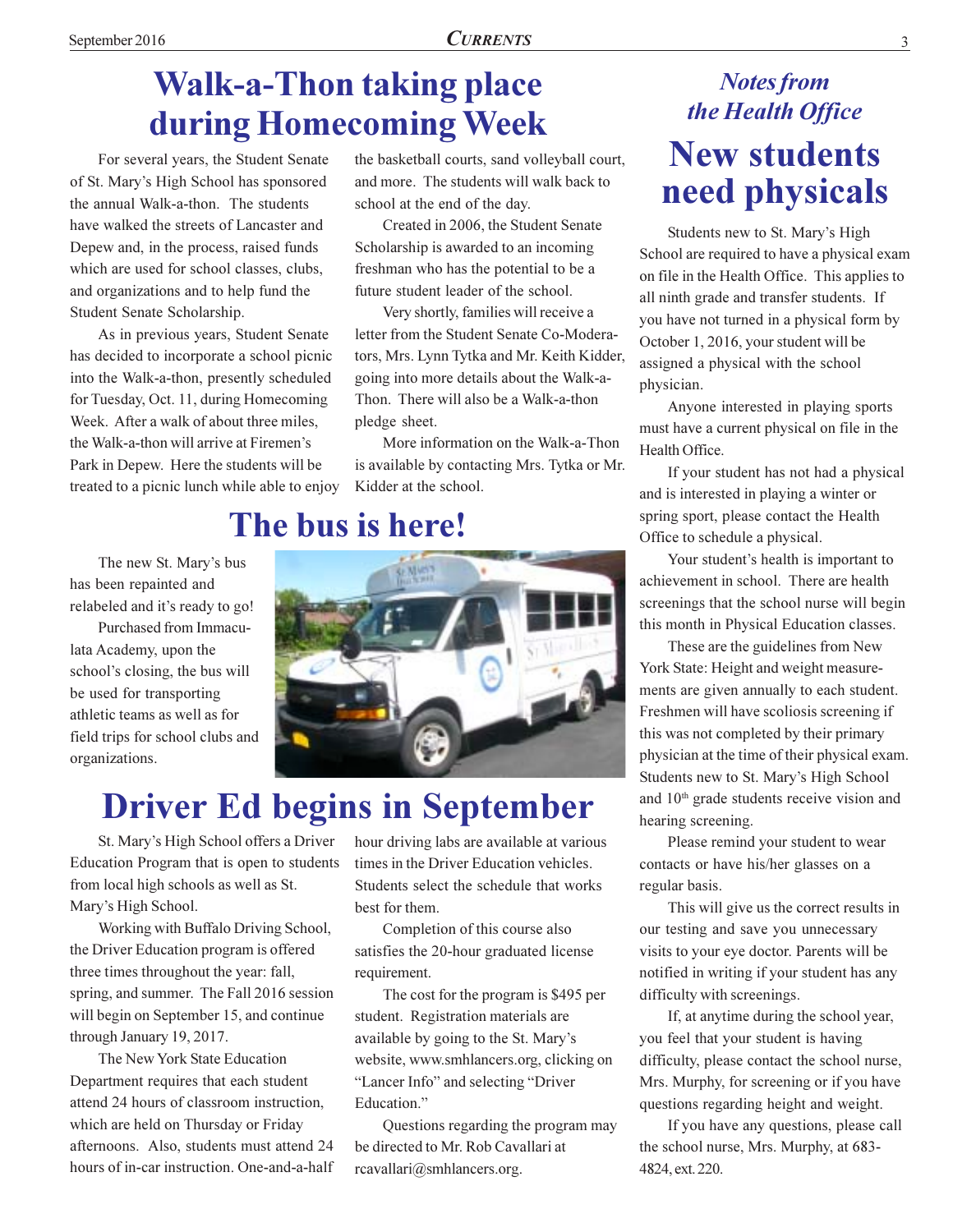# Walk-a-Thon taking place during Homecoming Week

For several years, the Student Senate of St. Mary's High School has sponsored the annual Walk-a-thon. The students have walked the streets of Lancaster and Depew and, in the process, raised funds which are used for school classes, clubs, and organizations and to help fund the Student Senate Scholarship.

As in previous years, Student Senate has decided to incorporate a school picnic into the Walk-a-thon, presently scheduled for Tuesday, Oct. 11, during Homecoming Week. After a walk of about three miles, the Walk-a-thon will arrive at Firemen's Park in Depew. Here the students will be treated to a picnic lunch while able to enjoy the basketball courts, sand volleyball court, and more. The students will walk back to school at the end of the day.

Created in 2006, the Student Senate Scholarship is awarded to an incoming freshman who has the potential to be a future student leader of the school.

Very shortly, families will receive a letter from the Student Senate Co-Moderators, Mrs. Lynn Tytka and Mr. Keith Kidder, going into more details about the Walk-a-Thon. There will also be a Walk-a-thon pledge sheet.

More information on the Walk-a-Thon is available by contacting Mrs. Tytka or Mr. Kidder at the school.

# The bus is here!

The new St. Mary's bus has been repainted and relabeled and it's ready to go!

Purchased from Immaculata Academy, upon the school's closing, the bus will be used for transporting athletic teams as well as for field trips for school clubs and organizations.

# Driver Ed begins in September

St. Mary's High School offers a Driver Education Program that is open to students from local high schools as well as St. Mary's High School.

Working with Buffalo Driving School, the Driver Education program is offered three times throughout the year: fall, spring, and summer. The Fall 2016 session will begin on September 15, and continue through January 19, 2017.

The New York State Education Department requires that each student attend 24 hours of classroom instruction, which are held on Thursday or Friday afternoons. Also, students must attend 24 hours of in-car instruction. One-and-a-half hour driving labs are available at various times in the Driver Education vehicles. Students select the schedule that works best for them.

Completion of this course also satisfies the 20-hour graduated license requirement.

The cost for the program is $495 per student. Registration materials are available by going to the St. Mary's website, www.smhlancers.org, clicking on "Lancer Info" and selecting "Driver Education."

Questions regarding the program may be directed to Mr. Rob Cavallari at rcavallari@smhlancers.org.

*Notes from the Health Office*

# New students need physicals

Students new to St. Mary's High School are required to have a physical exam on file in the Health Office. This applies to all ninth grade and transfer students. If you have not turned in a physical form by October 1, 2016, your student will be assigned a physical with the school physician.

Anyone interested in playing sports must have a current physical on file in the Health Office.

If your student has not had a physical and is interested in playing a winter or spring sport, please contact the Health Office to schedule a physical.

Your student's health is important to achievement in school. There are health screenings that the school nurse will begin this month in Physical Education classes.

These are the guidelines from New York State: Height and weight measurements are given annually to each student. Freshmen will have scoliosis screening if this was not completed by their primary physician at the time of their physical exam. Students new to St. Mary's High School and 10th grade students receive vision and hearing screening.

Please remind your student to wear contacts or have his/her glasses on a regular basis.

This will give us the correct results in our testing and save you unnecessary visits to your eye doctor. Parents will be notified in writing if your student has any difficulty with screenings.

If, at anytime during the school year, you feel that your student is having difficulty, please contact the school nurse, Mrs. Murphy, for screening or if you have questions regarding height and weight.

If you have any questions, please call the school nurse, Mrs. Murphy, at 683-4824, ext. 220.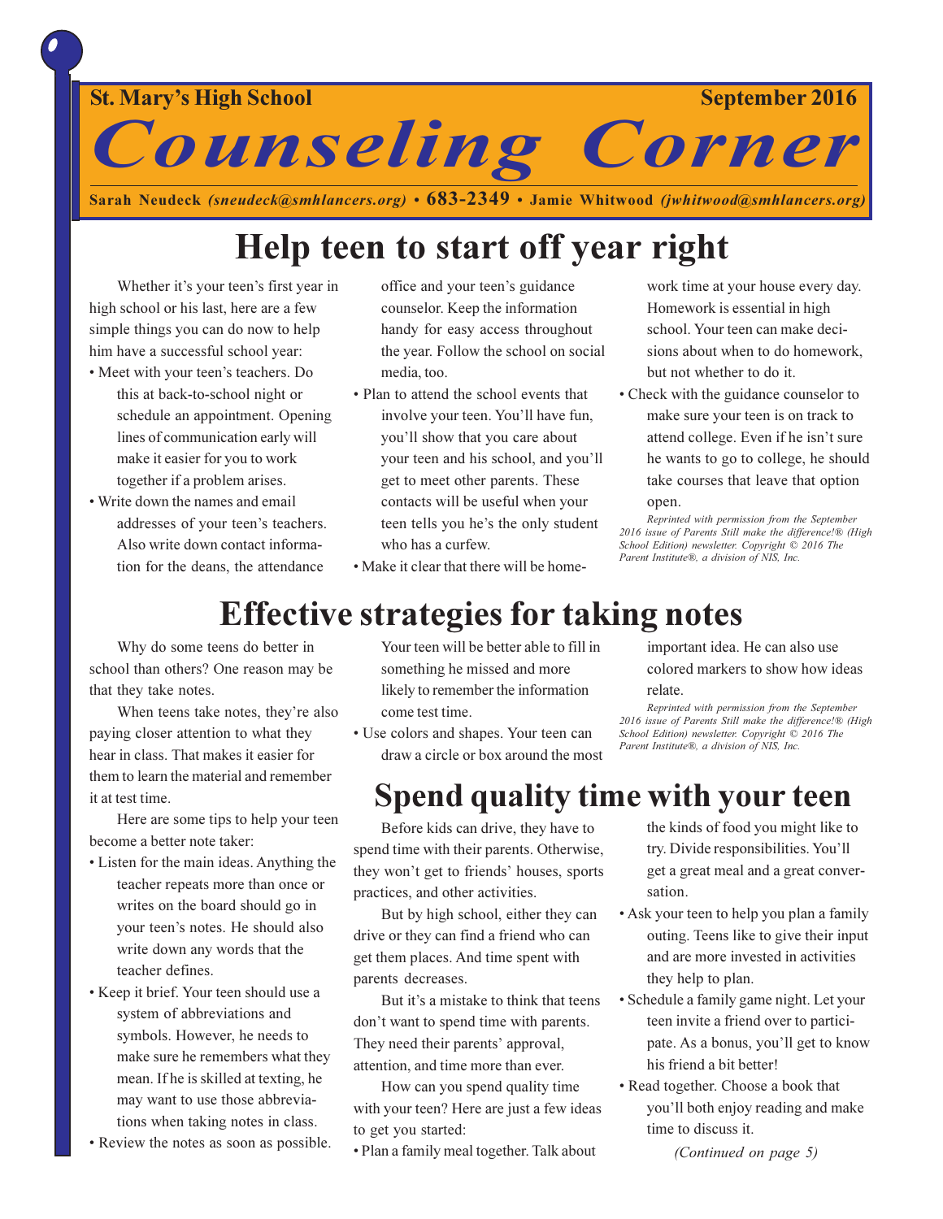St. Mary's High School — September 2016

# Counseling Corner

**Sarah Neudeck** *(sneudeck@smhlancers.org)* • **683-2349** • **Jamie Whitwood** *(jwhitwood@smhlancers.org)*

## Help teen to start off year right

Whether it's your teen's first year in high school or his last, here are a few simple things you can do now to help him have a successful school year:

- Meet with your teen's teachers. Do this at back-to-school night or schedule an appointment. Opening lines of communication early will make it easier for you to work together if a problem arises.
- Write down the names and email addresses of your teen's teachers. Also write down contact information for the deans, the attendance office and your teen's guidance counselor. Keep the information handy for easy access throughout the year. Follow the school on social media, too.
- Plan to attend the school events that involve your teen. You'll have fun, you'll show that you care about your teen and his school, and you'll get to meet other parents. These contacts will be useful when your teen tells you he's the only student who has a curfew.
- Make it clear that there will be homework time at your house every day. Homework is essential in high school. Your teen can make decisions about when to do homework, but not whether to do it.
- Check with the guidance counselor to make sure your teen is on track to attend college. Even if he isn't sure he wants to go to college, he should take courses that leave that option open.

*Reprinted with permission from the September 2016 issue of Parents Still make the difference!® (High School Edition) newsletter. Copyright © 2016 The Parent Institute®, a division of NIS, Inc.*

## Effective strategies for taking notes

Why do some teens do better in school than others? One reason may be that they take notes.

When teens take notes, they're also paying closer attention to what they hear in class. That makes it easier for them to learn the material and remember it at test time.

Here are some tips to help your teen become a better note taker:

- Listen for the main ideas. Anything the teacher repeats more than once or writes on the board should go in your teen's notes. He should also write down any words that the teacher defines.
- Keep it brief. Your teen should use a system of abbreviations and symbols. However, he needs to make sure he remembers what they mean. If he is skilled at texting, he may want to use those abbreviations when taking notes in class.
- Review the notes as soon as possible. Your teen will be better able to fill in something he missed and more likely to remember the information come test time.
- Use colors and shapes. Your teen can draw a circle or box around the most important idea. He can also use colored markers to show how ideas relate.

*Reprinted with permission from the September 2016 issue of Parents Still make the difference!® (High School Edition) newsletter. Copyright © 2016 The Parent Institute®, a division of NIS, Inc.*

## Spend quality time with your teen

Before kids can drive, they have to spend time with their parents. Otherwise, they won't get to friends' houses, sports practices, and other activities.

But by high school, either they can drive or they can find a friend who can get them places. And time spent with parents decreases.

But it's a mistake to think that teens don't want to spend time with parents. They need their parents' approval, attention, and time more than ever.

How can you spend quality time with your teen? Here are just a few ideas to get you started:

- Plan a family meal together. Talk about the kinds of food you might like to try. Divide responsibilities. You'll get a great meal and a great conversation.
- Ask your teen to help you plan a family outing. Teens like to give their input and are more invested in activities they help to plan.
- Schedule a family game night. Let your teen invite a friend over to participate. As a bonus, you'll get to know his friend a bit better!
- Read together. Choose a book that you'll both enjoy reading and make time to discuss it.

*(Continued on page 5)*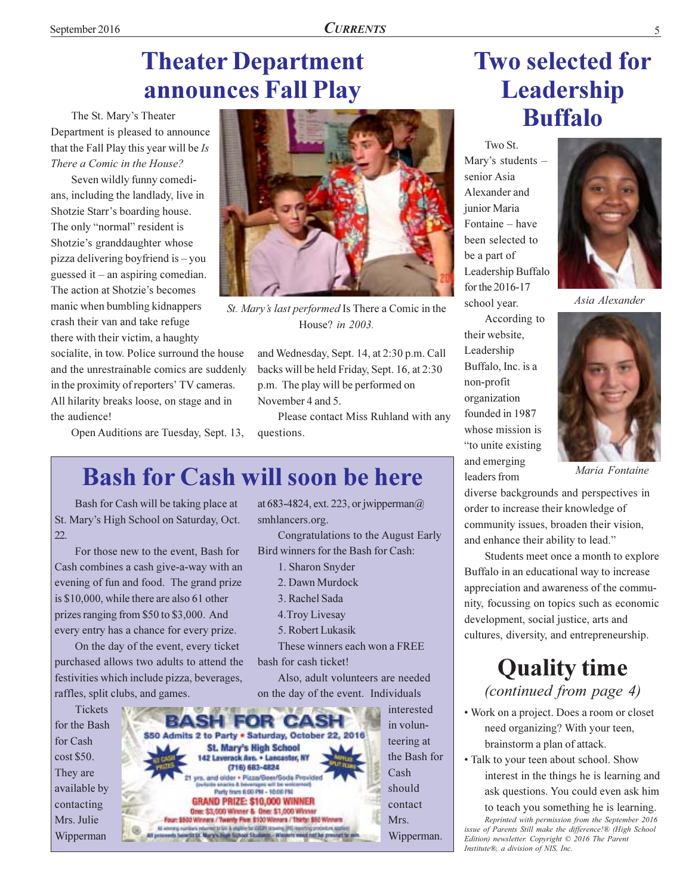# Theater Department announces Fall Play

The St. Mary's Theater Department is pleased to announce that the Fall Play this year will be *Is There a Comic in the House?*

Seven wildly funny comedians, including the landlady, live in Shotzie Starr's boarding house. The only "normal" resident is Shotzie's granddaughter whose pizza delivering boyfriend is – you guessed it – an aspiring comedian. The action at Shotzie's becomes manic when bumbling kidnappers crash their van and take refuge there with their victim, a haughty socialite, in tow. Police surround the house and the unrestrainable comics are suddenly in the proximity of reporters' TV cameras. All hilarity breaks loose, on stage and in the audience!

Open Auditions are Tuesday, Sept. 13, and Wednesday, Sept. 14, at 2:30 p.m. Call backs will be held Friday, Sept. 16, at 2:30 p.m. The play will be performed on November 4 and 5.

Please contact Miss Ruhland with any questions.

*St. Mary's last performed* Is There a Comic in the House? *in 2003.*

# Bash for Cash will soon be here

Bash for Cash will be taking place at St. Mary's High School on Saturday, Oct. 22.

For those new to the event, Bash for Cash combines a cash give-a-way with an evening of fun and food. The grand prize is $10,000, while there are also 61 other prizes ranging from $50 to $3,000. And every entry has a chance for every prize.

On the day of the event, every ticket purchased allows two adults to attend the festivities which include pizza, beverages, raffles, split clubs, and games.

Tickets for the Bash for Cash cost $50. They are available by contacting Mrs. Julie Wipperman at 683-4824, ext. 223, or jwipperman@smhlancers.org.

Congratulations to the August Early Bird winners for the Bash for Cash:

1. Sharon Snyder
2. Dawn Murdock
3. Rachel Sada
4. Troy Livesay
5. Robert Lukasik

These winners each won a FREE bash for cash ticket!

Also, adult volunteers are needed on the day of the event. Individuals interested in volunteering at the Bash for Cash should contact Mrs. Wipperman.

BASH FOR CASH
$50 Admits 2 to Party • Saturday, October 22, 2016
St. Mary's High School
142 Laverack Ave. • Lancaster, NY
(716) 683-4824
21 yrs. and older • Pizza/Beer/Soda Provided
Party from 6:00 PM - 10:00 PM
GRAND PRIZE: $10,000 WINNER
One: $3,000 Winner & One: $1,000 Winner
Four: $500 Winners / Twenty Five: $100 Winners / Thirty: $50 Winners

# Two selected for Leadership Buffalo

Two St. Mary's students – senior Asia Alexander and junior Maria Fontaine – have been selected to be a part of Leadership Buffalo for the 2016-17 school year.

*Asia Alexander*

*Maria Fontaine*

According to their website, Leadership Buffalo, Inc. is a non-profit organization founded in 1987 whose mission is "to unite existing and emerging leaders from diverse backgrounds and perspectives in order to increase their knowledge of community issues, broaden their vision, and enhance their ability to lead."

Students meet once a month to explore Buffalo in an educational way to increase appreciation and awareness of the community, focussing on topics such as economic development, social justice, arts and cultures, diversity, and entrepreneurship.

# Quality time

*(continued from page 4)*

- Work on a project. Does a room or closet need organizing? With your teen, brainstorm a plan of attack.
- Talk to your teen about school. Show interest in the things he is learning and ask questions. You could even ask him to teach you something he is learning.

*Reprinted with permission from the September 2016 issue of Parents Still make the difference!® (High School Edition) newsletter. Copyright © 2016 The Parent Institute®, a division of NIS, Inc.*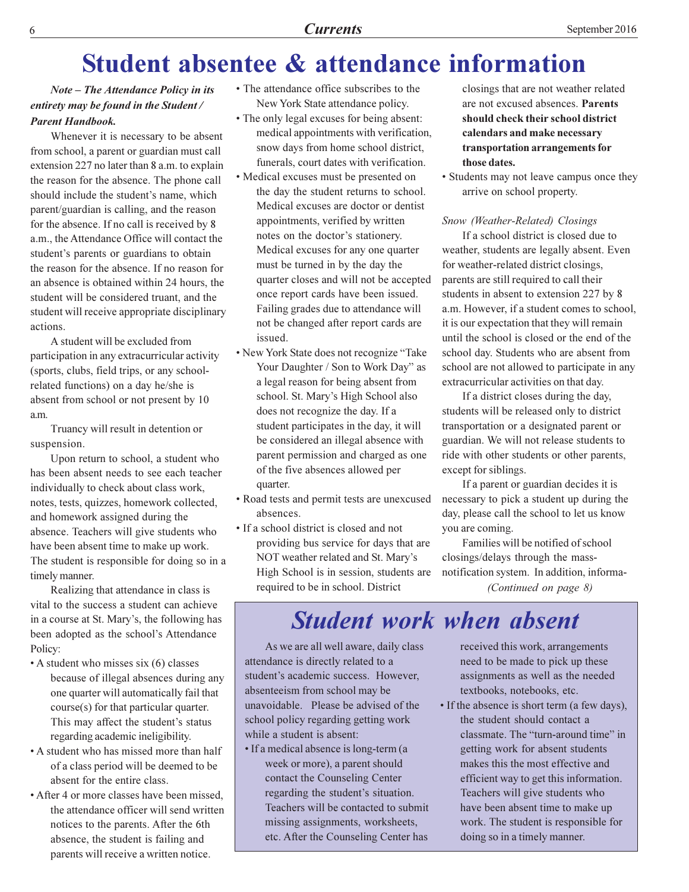# Student absentee & attendance information

***Note – The Attendance Policy in its entirety may be found in the Student / Parent Handbook.***

Whenever it is necessary to be absent from school, a parent or guardian must call extension 227 no later than 8 a.m. to explain the reason for the absence. The phone call should include the student's name, which parent/guardian is calling, and the reason for the absence. If no call is received by 8 a.m., the Attendance Office will contact the student's parents or guardians to obtain the reason for the absence. If no reason for an absence is obtained within 24 hours, the student will be considered truant, and the student will receive appropriate disciplinary actions.

A student will be excluded from participation in any extracurricular activity (sports, clubs, field trips, or any school-related functions) on a day he/she is absent from school or not present by 10 a.m.

Truancy will result in detention or suspension.

Upon return to school, a student who has been absent needs to see each teacher individually to check about class work, notes, tests, quizzes, homework collected, and homework assigned during the absence. Teachers will give students who have been absent time to make up work. The student is responsible for doing so in a timely manner.

Realizing that attendance in class is vital to the success a student can achieve in a course at St. Mary's, the following has been adopted as the school's Attendance Policy:

- A student who misses six (6) classes because of illegal absences during any one quarter will automatically fail that course(s) for that particular quarter. This may affect the student's status regarding academic ineligibility.
- A student who has missed more than half of a class period will be deemed to be absent for the entire class.
- After 4 or more classes have been missed, the attendance officer will send written notices to the parents. After the 6th absence, the student is failing and parents will receive a written notice.
- The attendance office subscribes to the New York State attendance policy.
- The only legal excuses for being absent: medical appointments with verification, snow days from home school district, funerals, court dates with verification.
- Medical excuses must be presented on the day the student returns to school. Medical excuses are doctor or dentist appointments, verified by written notes on the doctor's stationery. Medical excuses for any one quarter must be turned in by the day the quarter closes and will not be accepted once report cards have been issued. Failing grades due to attendance will not be changed after report cards are issued.
- New York State does not recognize "Take Your Daughter / Son to Work Day" as a legal reason for being absent from school. St. Mary's High School also does not recognize the day. If a student participates in the day, it will be considered an illegal absence with parent permission and charged as one of the five absences allowed per quarter.
- Road tests and permit tests are unexcused absences.
- If a school district is closed and not providing bus service for days that are NOT weather related and St. Mary's High School is in session, students are required to be in school. District closings that are not weather related are not excused absences. **Parents should check their school district calendars and make necessary transportation arrangements for those dates.**
- Students may not leave campus once they arrive on school property.

*Snow (Weather-Related) Closings*

If a school district is closed due to weather, students are legally absent. Even for weather-related district closings, parents are still required to call their students in absent to extension 227 by 8 a.m. However, if a student comes to school, it is our expectation that they will remain until the school is closed or the end of the school day. Students who are absent from school are not allowed to participate in any extracurricular activities on that day.

If a district closes during the day, students will be released only to district transportation or a designated parent or guardian. We will not release students to ride with other students or other parents, except for siblings.

If a parent or guardian decides it is necessary to pick a student up during the day, please call the school to let us know you are coming.

Families will be notified of school closings/delays through the mass-notification system. In addition, informa-

*(Continued on page 8)*

## *Student work when absent*

As we are all well aware, daily class attendance is directly related to a student's academic success. However, absenteeism from school may be unavoidable. Please be advised of the school policy regarding getting work while a student is absent:

- If a medical absence is long-term (a week or more), a parent should contact the Counseling Center regarding the student's situation. Teachers will be contacted to submit missing assignments, worksheets, etc. After the Counseling Center has received this work, arrangements need to be made to pick up these assignments as well as the needed textbooks, notebooks, etc.
- If the absence is short term (a few days), the student should contact a classmate. The "turn-around time" in getting work for absent students makes this the most effective and efficient way to get this information. Teachers will give students who have been absent time to make up work. The student is responsible for doing so in a timely manner.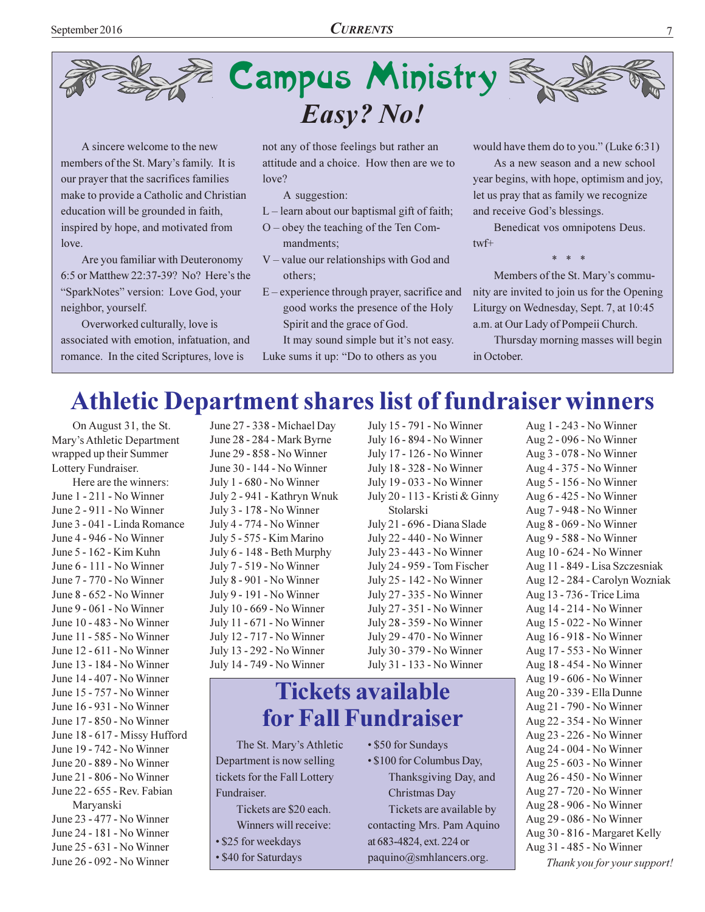# Campus Ministry

## *Easy? No!*

A sincere welcome to the new members of the St. Mary's family. It is our prayer that the sacrifices families make to provide a Catholic and Christian education will be grounded in faith, inspired by hope, and motivated from love.

Are you familiar with Deuteronomy 6:5 or Matthew 22:37-39? No? Here's the "SparkNotes" version: Love God, your neighbor, yourself.

Overworked culturally, love is associated with emotion, infatuation, and romance. In the cited Scriptures, love is not any of those feelings but rather an attitude and a choice. How then are we to love?

A suggestion:

L – learn about our baptismal gift of faith;
O – obey the teaching of the Ten Commandments;
V – value our relationships with God and others;
E – experience through prayer, sacrifice and good works the presence of the Holy Spirit and the grace of God.

It may sound simple but it's not easy. Luke sums it up: "Do to others as you would have them do to you." (Luke 6:31)

As a new season and a new school year begins, with hope, optimism and joy, let us pray that as family we recognize and receive God's blessings.

Benedicat vos omnipotens Deus.

twf+

\* \* \*

Members of the St. Mary's community are invited to join us for the Opening Liturgy on Wednesday, Sept. 7, at 10:45 a.m. at Our Lady of Pompeii Church.

Thursday morning masses will begin in October.

# Athletic Department shares list of fundraiser winners

On August 31, the St. Mary's Athletic Department wrapped up their Summer Lottery Fundraiser.

Here are the winners:

June 1 - 211 - No Winner
June 2 - 911 - No Winner
June 3 - 041 - Linda Romance
June 4 - 946 - No Winner
June 5 - 162 - Kim Kuhn
June 6 - 111 - No Winner
June 7 - 770 - No Winner
June 8 - 652 - No Winner
June 9 - 061 - No Winner
June 10 - 483 - No Winner
June 11 - 585 - No Winner
June 12 - 611 - No Winner
June 13 - 184 - No Winner
June 14 - 407 - No Winner
June 15 - 757 - No Winner
June 16 - 931 - No Winner
June 17 - 850 - No Winner
June 18 - 617 - Missy Hufford
June 19 - 742 - No Winner
June 20 - 889 - No Winner
June 21 - 806 - No Winner
June 22 - 655 - Rev. Fabian Maryanski
June 23 - 477 - No Winner
June 24 - 181 - No Winner
June 25 - 631 - No Winner
June 26 - 092 - No Winner
June 27 - 338 - Michael Day
June 28 - 284 - Mark Byrne
June 29 - 858 - No Winner
June 30 - 144 - No Winner
July 1 - 680 - No Winner
July 2 - 941 - Kathryn Wnuk
July 3 - 178 - No Winner
July 4 - 774 - No Winner
July 5 - 575 - Kim Marino
July 6 - 148 - Beth Murphy
July 7 - 519 - No Winner
July 8 - 901 - No Winner
July 9 - 191 - No Winner
July 10 - 669 - No Winner
July 11 - 671 - No Winner
July 12 - 717 - No Winner
July 13 - 292 - No Winner
July 14 - 749 - No Winner
July 15 - 791 - No Winner
July 16 - 894 - No Winner
July 17 - 126 - No Winner
July 18 - 328 - No Winner
July 19 - 033 - No Winner
July 20 - 113 - Kristi & Ginny Stolarski
July 21 - 696 - Diana Slade
July 22 - 440 - No Winner
July 23 - 443 - No Winner
July 24 - 959 - Tom Fischer
July 25 - 142 - No Winner
July 27 - 335 - No Winner
July 27 - 351 - No Winner
July 28 - 359 - No Winner
July 29 - 470 - No Winner
July 30 - 379 - No Winner
July 31 - 133 - No Winner
Aug 1 - 243 - No Winner
Aug 2 - 096 - No Winner
Aug 3 - 078 - No Winner
Aug 4 - 375 - No Winner
Aug 5 - 156 - No Winner
Aug 6 - 425 - No Winner
Aug 7 - 948 - No Winner
Aug 8 - 069 - No Winner
Aug 9 - 588 - No Winner
Aug 10 - 624 - No Winner
Aug 11 - 849 - Lisa Szczesniak
Aug 12 - 284 - Carolyn Wozniak
Aug 13 - 736 - Trice Lima
Aug 14 - 214 - No Winner
Aug 15 - 022 - No Winner
Aug 16 - 918 - No Winner
Aug 17 - 553 - No Winner
Aug 18 - 454 - No Winner
Aug 19 - 606 - No Winner
Aug 20 - 339 - Ella Dunne
Aug 21 - 790 - No Winner
Aug 22 - 354 - No Winner
Aug 23 - 226 - No Winner
Aug 24 - 004 - No Winner
Aug 25 - 603 - No Winner
Aug 26 - 450 - No Winner
Aug 27 - 720 - No Winner
Aug 28 - 906 - No Winner
Aug 29 - 086 - No Winner
Aug 30 - 816 - Margaret Kelly
Aug 31 - 485 - No Winner

*Thank you for your support!*

## Tickets available for Fall Fundraiser

The St. Mary's Athletic Department is now selling tickets for the Fall Lottery Fundraiser.

Tickets are $20 each.

Winners will receive:

- $25 for weekdays
- $40 for Saturdays
- $50 for Sundays
- $100 for Columbus Day, Thanksgiving Day, and Christmas Day

Tickets are available by contacting Mrs. Pam Aquino at 683-4824, ext. 224 or paquino@smhlancers.org.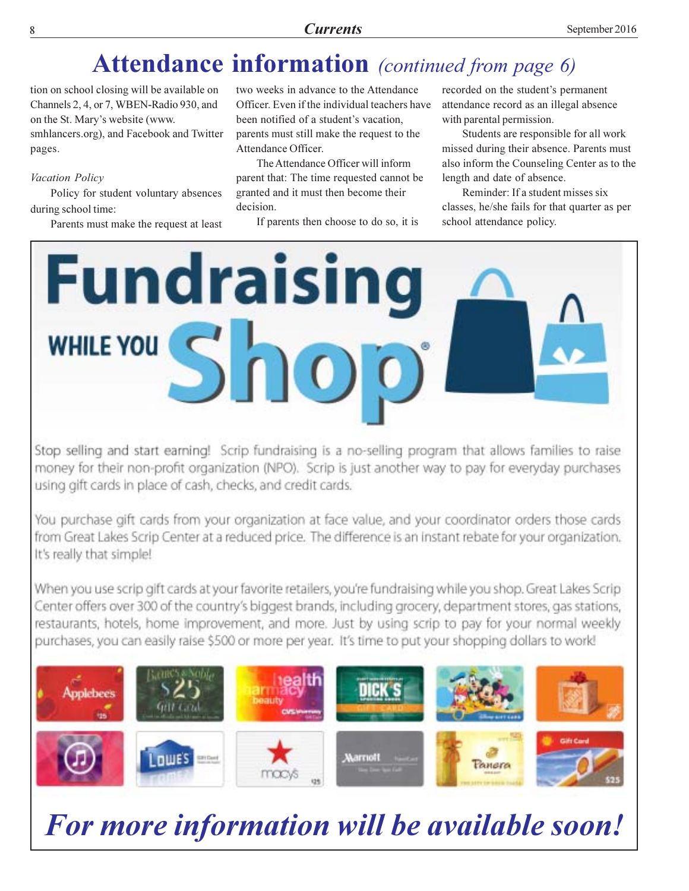# Attendance information *(continued from page 6)*

tion on school closing will be available on Channels 2, 4, or 7, WBEN-Radio 930, and on the St. Mary's website (www. smhlancers.org), and Facebook and Twitter pages.

*Vacation Policy*

Policy for student voluntary absences during school time:

Parents must make the request at least two weeks in advance to the Attendance Officer. Even if the individual teachers have been notified of a student's vacation, parents must still make the request to the Attendance Officer.

The Attendance Officer will inform parent that: The time requested cannot be granted and it must then become their decision.

If parents then choose to do so, it is recorded on the student's permanent attendance record as an illegal absence with parental permission.

Students are responsible for all work missed during their absence. Parents must also inform the Counseling Center as to the length and date of absence.

Reminder: If a student misses six classes, he/she fails for that quarter as per school attendance policy.

# Fundraising WHILE YOU Shop®

Stop selling and start earning! Scrip fundraising is a no-selling program that allows families to raise money for their non-profit organization (NPO). Scrip is just another way to pay for everyday purchases using gift cards in place of cash, checks, and credit cards.

You purchase gift cards from your organization at face value, and your coordinator orders those cards from Great Lakes Scrip Center at a reduced price. The difference is an instant rebate for your organization. It's really that simple!

When you use scrip gift cards at your favorite retailers, you're fundraising while you shop. Great Lakes Scrip Center offers over 300 of the country's biggest brands, including grocery, department stores, gas stations, restaurants, hotels, home improvement, and more. Just by using scrip to pay for your normal weekly purchases, you can easily raise $500 or more per year. It's time to put your shopping dollars to work!

***For more information will be available soon!***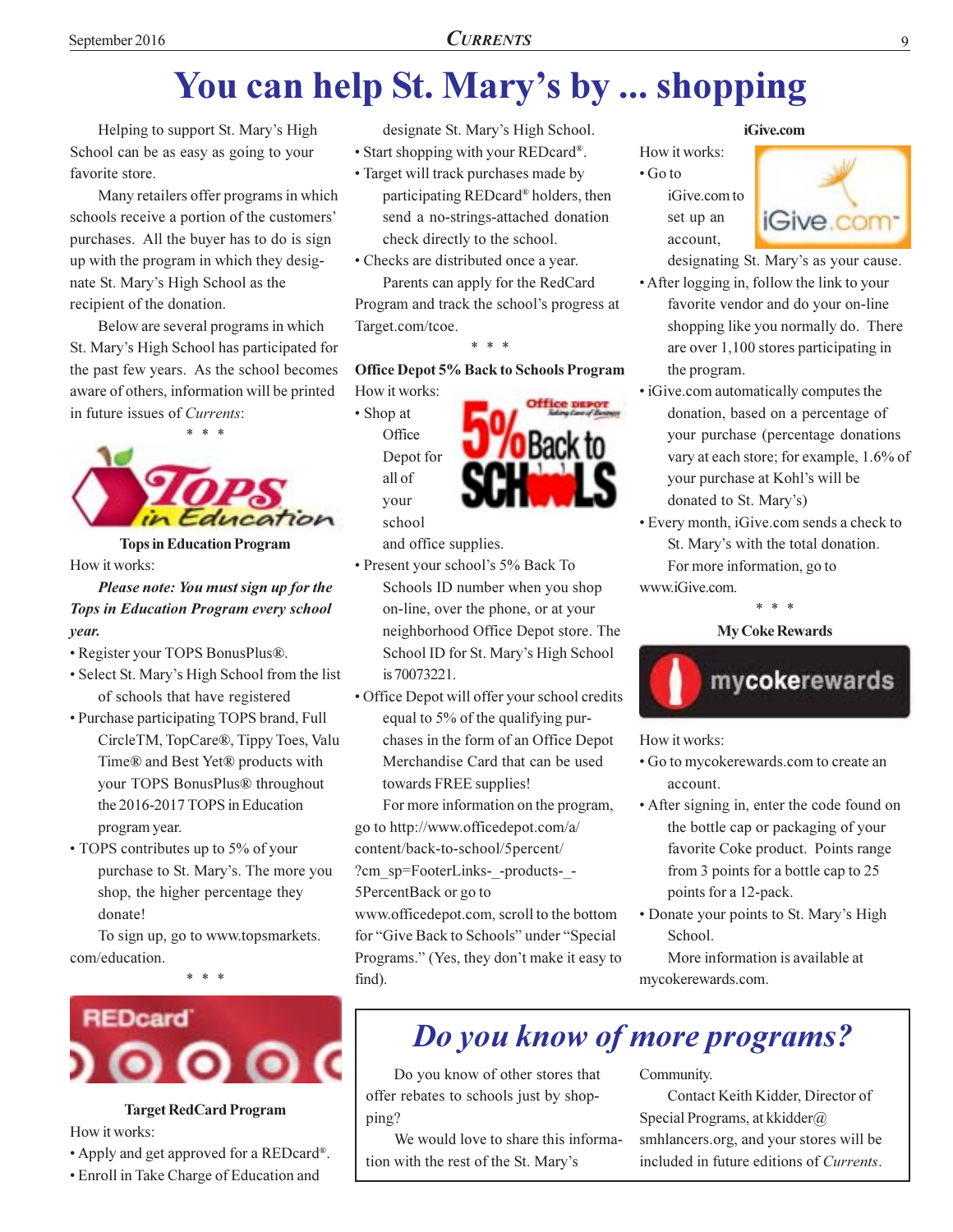# You can help St. Mary's by ... shopping

Helping to support St. Mary's High School can be as easy as going to your favorite store.

Many retailers offer programs in which schools receive a portion of the customers' purchases. All the buyer has to do is sign up with the program in which they designate St. Mary's High School as the recipient of the donation.

Below are several programs in which St. Mary's High School has participated for the past few years. As the school becomes aware of others, information will be printed in future issues of *Currents*:

\* \* \*

### Tops in Education Program

How it works:

***Please note: You must sign up for the Tops in Education Program every school year.***

- Register your TOPS BonusPlus®.
- Select St. Mary's High School from the list of schools that have registered
- Purchase participating TOPS brand, Full CircleTM, TopCare®, Tippy Toes, Valu Time® and Best Yet® products with your TOPS BonusPlus® throughout the 2016-2017 TOPS in Education program year.
- TOPS contributes up to 5% of your purchase to St. Mary's. The more you shop, the higher percentage they donate!

To sign up, go to www.topsmarkets.com/education.

\* \* \*

### Target RedCard Program

How it works:

- Apply and get approved for a REDcard®.
- Enroll in Take Charge of Education and designate St. Mary's High School.
- Start shopping with your REDcard®.
- Target will track purchases made by participating REDcard® holders, then send a no-strings-attached donation check directly to the school.
- Checks are distributed once a year.

Parents can apply for the RedCard Program and track the school's progress at Target.com/tcoe.

\* \* \*

### Office Depot 5% Back to Schools Program

How it works:

- Shop at Office Depot for all of your school and office supplies.
- Present your school's 5% Back To Schools ID number when you shop on-line, over the phone, or at your neighborhood Office Depot store. The School ID for St. Mary's High School is 70073221.
- Office Depot will offer your school credits equal to 5% of the qualifying purchases in the form of an Office Depot Merchandise Card that can be used towards FREE supplies!

For more information on the program, go to http://www.officedepot.com/a/content/back-to-school/5percent/?cm_sp=FooterLinks-_-products-_-5PercentBack or go to www.officedepot.com, scroll to the bottom for "Give Back to Schools" under "Special Programs." (Yes, they don't make it easy to find).

### iGive.com

How it works:

- Go to iGive.com to set up an account, designating St. Mary's as your cause.
- After logging in, follow the link to your favorite vendor and do your on-line shopping like you normally do. There are over 1,100 stores participating in the program.
- iGive.com automatically computes the donation, based on a percentage of your purchase (percentage donations vary at each store; for example, 1.6% of your purchase at Kohl's will be donated to St. Mary's)
- Every month, iGive.com sends a check to St. Mary's with the total donation.

For more information, go to www.iGive.com.

\* \* \*

### My Coke Rewards

How it works:

- Go to mycokerewards.com to create an account.
- After signing in, enter the code found on the bottle cap or packaging of your favorite Coke product. Points range from 3 points for a bottle cap to 25 points for a 12-pack.
- Donate your points to St. Mary's High School.

More information is available at mycokerewards.com.

## *Do you know of more programs?*

Do you know of other stores that offer rebates to schools just by shopping?

We would love to share this information with the rest of the St. Mary's Community.

Contact Keith Kidder, Director of Special Programs, at kkidder@smhlancers.org, and your stores will be included in future editions of *Currents*.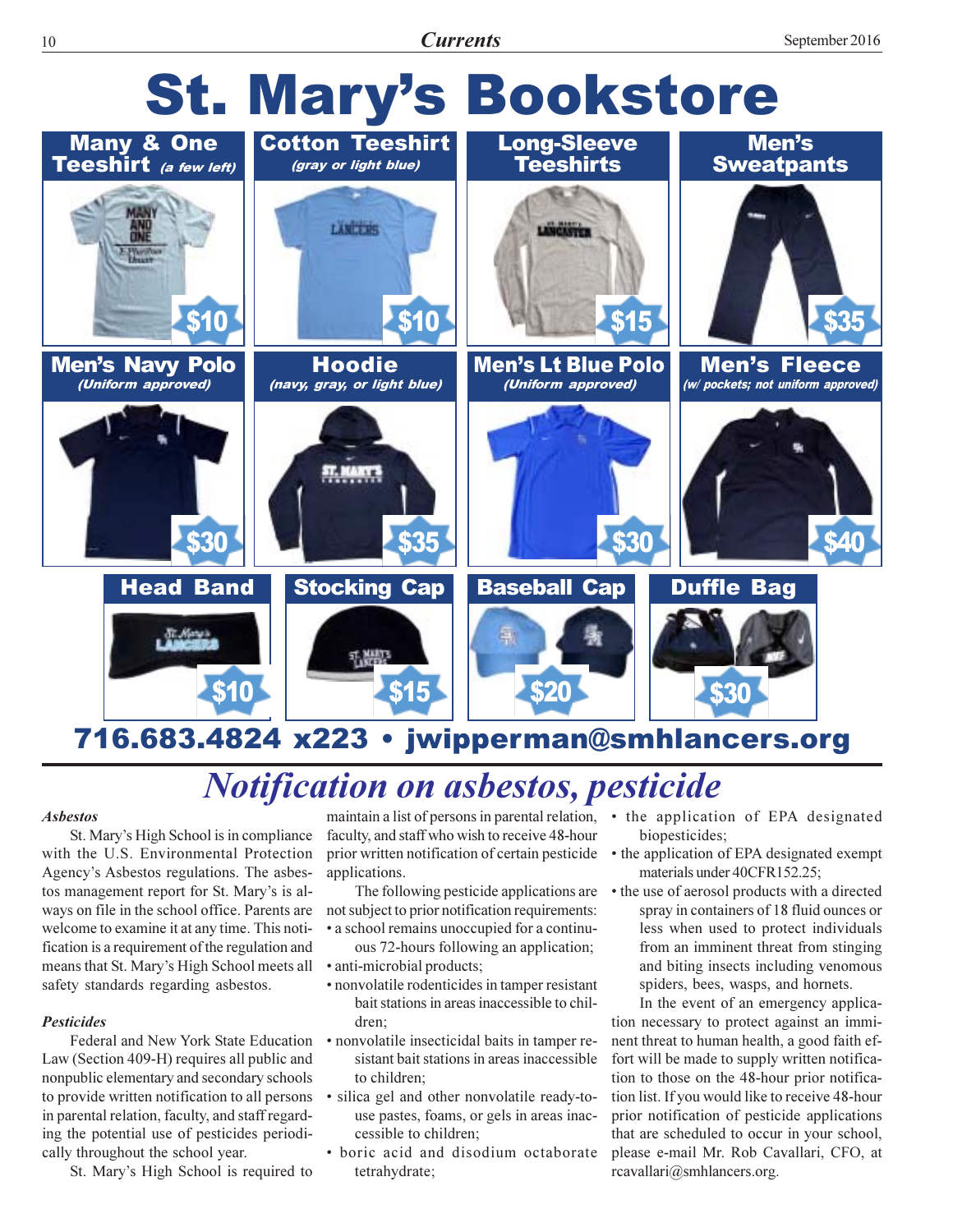# St. Mary's Bookstore

**Many & One Teeshirt** *(a few left)* — $10

**Cotton Teeshirt** *(gray or light blue)* — $10

**Long-Sleeve Teeshirts** — $15

**Men's Sweatpants** — $35

**Men's Navy Polo** *(Uniform approved)* — $30

**Hoodie** *(navy, gray, or light blue)* — $35

**Men's Lt Blue Polo** *(Uniform approved)* — $30

**Men's Fleece** *(w/ pockets; not uniform approved)* — $40

**Head Band** — $10

**Stocking Cap** — $15

**Baseball Cap** — $20

**Duffle Bag** — $30

**716.683.4824 x223 • jwipperman@smhlancers.org**

## *Notification on asbestos, pesticide*

***Asbestos***

St. Mary's High School is in compliance with the U.S. Environmental Protection Agency's Asbestos regulations. The asbestos management report for St. Mary's is always on file in the school office. Parents are welcome to examine it at any time. This notification is a requirement of the regulation and means that St. Mary's High School meets all safety standards regarding asbestos.

***Pesticides***

Federal and New York State Education Law (Section 409-H) requires all public and nonpublic elementary and secondary schools to provide written notification to all persons in parental relation, faculty, and staff regarding the potential use of pesticides periodically throughout the school year.

St. Mary's High School is required to maintain a list of persons in parental relation, faculty, and staff who wish to receive 48-hour prior written notification of certain pesticide applications.

The following pesticide applications are not subject to prior notification requirements:

- a school remains unoccupied for a continuous 72-hours following an application;
- anti-microbial products;
- nonvolatile rodenticides in tamper resistant bait stations in areas inaccessible to children;
- nonvolatile insecticidal baits in tamper resistant bait stations in areas inaccessible to children;
- silica gel and other nonvolatile ready-to-use pastes, foams, or gels in areas inaccessible to children;
- boric acid and disodium octaborate tetrahydrate;
- the application of EPA designated biopesticides;
- the application of EPA designated exempt materials under 40CFR152.25;
- the use of aerosol products with a directed spray in containers of 18 fluid ounces or less when used to protect individuals from an imminent threat from stinging and biting insects including venomous spiders, bees, wasps, and hornets.

In the event of an emergency application necessary to protect against an imminent threat to human health, a good faith effort will be made to supply written notification to those on the 48-hour prior notification list. If you would like to receive 48-hour prior notification of pesticide applications that are scheduled to occur in your school, please e-mail Mr. Rob Cavallari, CFO, at rcavallari@smhlancers.org.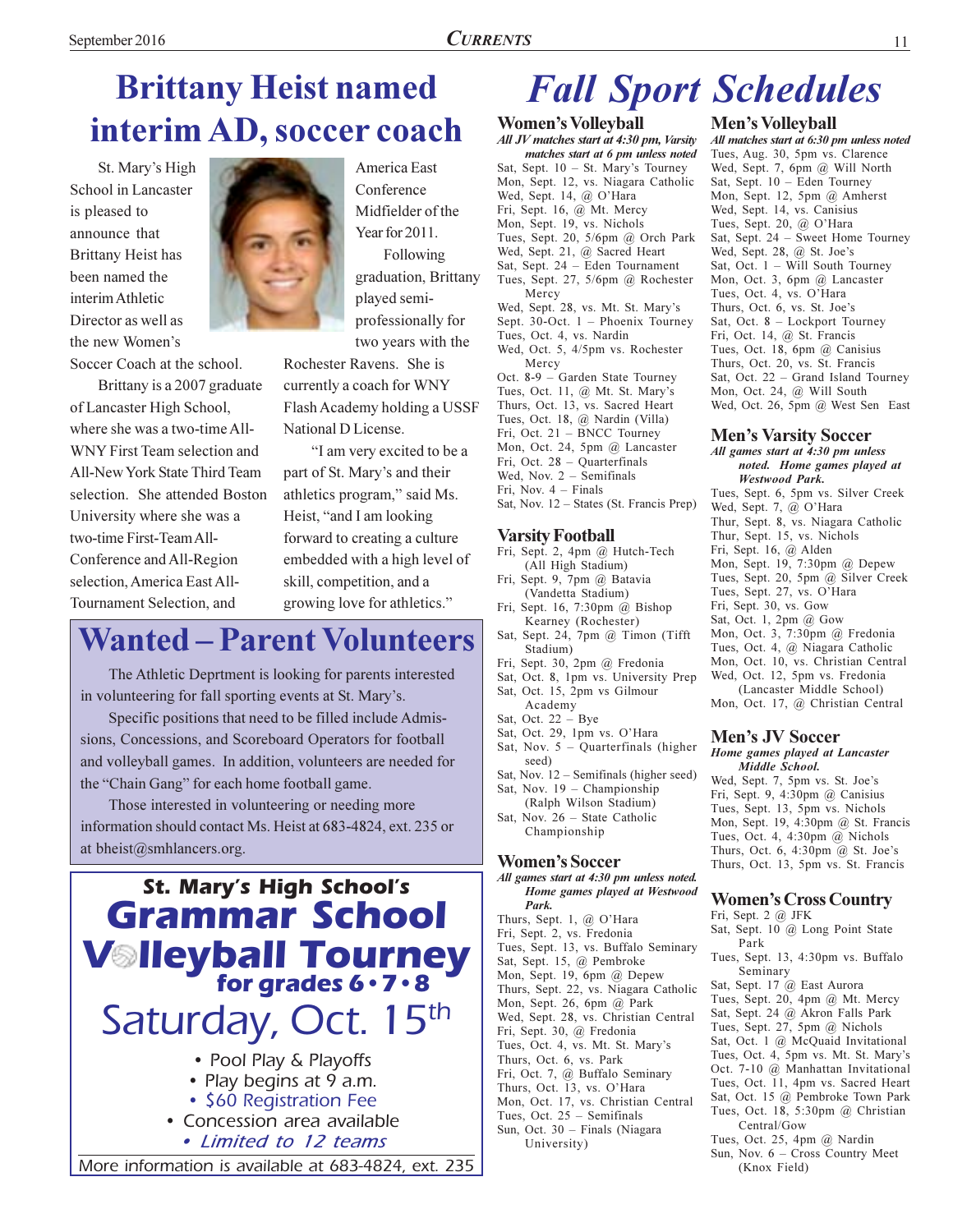# Brittany Heist named interim AD, soccer coach

St. Mary's High School in Lancaster is pleased to announce that Brittany Heist has been named the interim Athletic Director as well as the new Women's Soccer Coach at the school.

Brittany is a 2007 graduate of Lancaster High School, where she was a two-time All-WNY First Team selection and All-New York State Third Team selection. She attended Boston University where she was a two-time First-Team All-Conference and All-Region selection, America East All-Tournament Selection, and America East Conference Midfielder of the Year for 2011.

Following graduation, Brittany played semi-professionally for two years with the Rochester Ravens. She is currently a coach for WNY Flash Academy holding a USSF National D License.

"I am very excited to be a part of St. Mary's and their athletics program," said Ms. Heist, "and I am looking forward to creating a culture embedded with a high level of skill, competition, and a growing love for athletics."

# Wanted – Parent Volunteers

The Athletic Deprtment is looking for parents interested in volunteering for fall sporting events at St. Mary's.

Specific positions that need to be filled include Admissions, Concessions, and Scoreboard Operators for football and volleyball games. In addition, volunteers are needed for the "Chain Gang" for each home football game.

Those interested in volunteering or needing more information should contact Ms. Heist at 683-4824, ext. 235 or at bheist@smhlancers.org.

## St. Mary's High School's Grammar School Volleyball Tourney for grades 6 • 7 • 8

## Saturday, Oct. 15th

- Pool Play & Playoffs
- Play begins at 9 a.m.
- $60 Registration Fee
- Concession area available
- *Limited to 12 teams*

More information is available at 683-4824, ext. 235

# Fall Sport Schedules

## Women's Volleyball

*All JV matches start at 4:30 pm, Varsity matches start at 6 pm unless noted*

Sat, Sept. 10 – St. Mary's Tourney
Mon, Sept. 12, vs. Niagara Catholic
Wed, Sept. 14, @ O'Hara
Fri, Sept. 16, @ Mt. Mercy
Mon, Sept. 19, vs. Nichols
Tues, Sept. 20, 5/6pm @ Orch Park
Wed, Sept. 21, @ Sacred Heart
Sat, Sept. 24 – Eden Tournament
Tues, Sept. 27, 5/6pm @ Rochester Mercy
Wed, Sept. 28, vs. Mt. St. Mary's
Sept. 30-Oct. 1 – Phoenix Tourney
Tues, Oct. 4, vs. Nardin
Wed, Oct. 5, 4/5pm vs. Rochester Mercy
Oct. 8-9 – Garden State Tourney
Tues, Oct. 11, @ Mt. St. Mary's
Thurs, Oct. 13, vs. Sacred Heart
Tues, Oct. 18, @ Nardin (Villa)
Fri, Oct. 21 – BNCC Tourney
Mon, Oct. 24, 5pm @ Lancaster
Fri, Oct. 28 – Quarterfinals
Wed, Nov. 2 – Semifinals
Fri, Nov. 4 – Finals
Sat, Nov. 12 – States (St. Francis Prep)

## Varsity Football

Fri, Sept. 2, 4pm @ Hutch-Tech (All High Stadium)
Fri, Sept. 9, 7pm @ Batavia (Vandetta Stadium)
Fri, Sept. 16, 7:30pm @ Bishop Kearney (Rochester)
Sat, Sept. 24, 7pm @ Timon (Tifft Stadium)
Fri, Sept. 30, 2pm @ Fredonia
Sat, Oct. 8, 1pm vs. University Prep
Sat, Oct. 15, 2pm vs Gilmour Academy
Sat, Oct. 22 – Bye
Sat, Oct. 29, 1pm vs. O'Hara
Sat, Nov. 5 – Quarterfinals (higher seed)
Sat, Nov. 12 – Semifinals (higher seed)
Sat, Nov. 19 – Championship (Ralph Wilson Stadium)
Sat, Nov. 26 – State Catholic Championship

## Women's Soccer

*All games start at 4:30 pm unless noted. Home games played at Westwood Park.*

Thurs, Sept. 1, @ O'Hara
Fri, Sept. 2, vs. Fredonia
Tues, Sept. 13, vs. Buffalo Seminary
Sat, Sept. 15, @ Pembroke
Mon, Sept. 19, 6pm @ Depew
Thurs, Sept. 22, vs. Niagara Catholic
Mon, Sept. 26, 6pm @ Park
Wed, Sept. 28, vs. Christian Central
Fri, Sept. 30, @ Fredonia
Tues, Oct. 4, vs. Mt. St. Mary's
Thurs, Oct. 6, vs. Park
Fri, Oct. 7, @ Buffalo Seminary
Thurs, Oct. 13, vs. O'Hara
Mon, Oct. 17, vs. Christian Central
Tues, Oct. 25 – Semifinals
Sun, Oct. 30 – Finals (Niagara University)

## Men's Volleyball

*All matches start at 6:30 pm unless noted*

Tues, Aug. 30, 5pm vs. Clarence
Wed, Sept. 7, 6pm @ Will North
Sat, Sept. 10 – Eden Tourney
Mon, Sept. 12, 5pm @ Amherst
Wed, Sept. 14, vs. Canisius
Tues, Sept. 20, @ O'Hara
Sat, Sept. 24 – Sweet Home Tourney
Wed, Sept. 28, @ St. Joe's
Sat, Oct. 1 – Will South Tourney
Mon, Oct. 3, 6pm @ Lancaster
Tues, Oct. 4, vs. O'Hara
Thurs, Oct. 6, vs. St. Joe's
Sat, Oct. 8 – Lockport Tourney
Fri, Oct. 14, @ St. Francis
Tues, Oct. 18, @ Canisius
Thurs, Oct. 20, vs. St. Francis
Sat, Oct. 22 – Grand Island Tourney
Mon, Oct. 24, @ Will South
Wed, Oct. 26, 5pm @ West Sen East

## Men's Varsity Soccer

*All games start at 4:30 pm unless noted. Home games played at Westwood Park.*

Tues, Sept. 6, 5pm vs. Silver Creek
Wed, Sept. 7, @ O'Hara
Thur, Sept. 8, vs. Niagara Catholic
Thur, Sept. 15, vs. Nichols
Fri, Sept. 16, @ Alden
Mon, Sept. 19, 7:30pm @ Depew
Tues, Sept. 20, 5pm @ Silver Creek
Tues, Sept. 27, vs. O'Hara
Fri, Sept. 30, vs. Gow
Sat, Oct. 1, 2pm @ Gow
Mon, Oct. 3, 7:30pm @ Fredonia
Tues, Oct. 4, @ Niagara Catholic
Mon, Oct. 10, vs. Christian Central
Wed, Oct. 12, 5pm vs. Fredonia (Lancaster Middle School)
Mon, Oct. 17, @ Christian Central

## Men's JV Soccer

*Home games played at Lancaster Middle School.*

Wed, Sept. 7, 5pm vs. St. Joe's
Fri, Sept. 9, 4:30pm @ Canisius
Tues, Sept. 13, 5pm vs. Nichols
Mon, Sept. 19, 4:30pm @ St. Francis
Tues, Oct. 4, 4:30pm @ Nichols
Thurs, Oct. 6, 4:30pm @ St. Joe's
Thurs, Oct. 13, 5pm vs. St. Francis

## Women's Cross Country

Fri, Sept. 2 @ JFK
Sat, Sept. 10 @ Long Point State Park
Tues, Sept. 13, 4:30pm vs. Buffalo Seminary
Sat, Sept. 17 @ East Aurora
Tues, Sept. 20, 4pm @ Mt. Mercy
Sat, Sept. 24 @ Akron Falls Park
Tues, Sept. 27, 5pm @ Nichols
Sat, Oct. 1 @ McQuaid Invitational
Tues, Oct. 4, 5pm vs. Mt. St. Mary's
Oct. 7-10 @ Manhattan Invitational
Tues, Oct. 11, 4pm vs. Sacred Heart
Sat, Oct. 15 @ Pembroke Town Park
Tues, Oct. 18, 5:30pm @ Christian Central/Gow
Tues, Oct. 25, 4pm @ Nardin
Sun, Nov. 6 – Cross Country Meet (Knox Field)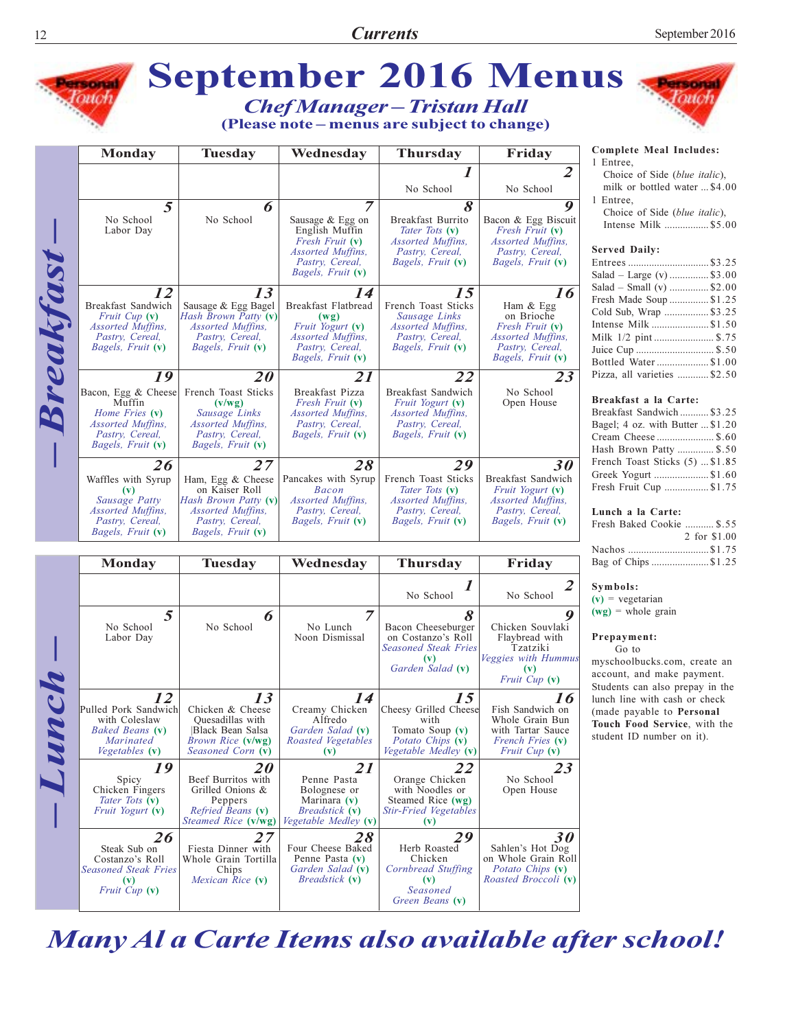# September 2016 Menus

## *Chef Manager – Tristan Hall*

**(Please note – menus are subject to change)**

## Breakfast

| Monday | Tuesday | Wednesday | Thursday | Friday |
|---|---|---|---|---|
| | | | **1** No School | **2** No School |
| **5** No School Labor Day | **6** No School | **7** Sausage & Egg on English Muffin *Fresh Fruit* (v) *Assorted Muffins, Pastry, Cereal, Bagels, Fruit* (v) | **8** Breakfast Burrito *Tater Tots* (v) *Assorted Muffins, Pastry, Cereal, Bagels, Fruit* (v) | **9** Bacon & Egg Biscuit *Fresh Fruit* (v) *Assorted Muffins, Pastry, Cereal, Bagels, Fruit* (v) |
| **12** Breakfast Sandwich *Fruit Cup* (v) *Assorted Muffins, Pastry, Cereal, Bagels, Fruit* (v) | **13** Sausage & Egg Bagel *Hash Brown Patty* (v) *Assorted Muffins, Pastry, Cereal, Bagels, Fruit* (v) | **14** Breakfast Flatbread (wg) *Fruit Yogurt* (v) *Assorted Muffins, Pastry, Cereal, Bagels, Fruit* (v) | **15** French Toast Sticks *Sausage Links* *Assorted Muffins, Pastry, Cereal, Bagels, Fruit* (v) | **16** Ham & Egg on Brioche *Fresh Fruit* (v) *Assorted Muffins, Pastry, Cereal, Bagels, Fruit* (v) |
| **19** Bacon, Egg & Cheese Muffin *Home Fries* (v) *Assorted Muffins, Pastry, Cereal, Bagels, Fruit* (v) | **20** French Toast Sticks (v/wg) *Sausage Links* *Assorted Muffins, Pastry, Cereal, Bagels, Fruit* (v) | **21** Breakfast Pizza *Fresh Fruit* (v) *Assorted Muffins, Pastry, Cereal, Bagels, Fruit* (v) | **22** Breakfast Sandwich *Fruit Yogurt* (v) *Assorted Muffins, Pastry, Cereal, Bagels, Fruit* (v) | **23** No School Open House |
| **26** Waffles with Syrup (v) *Sausage Patty* *Assorted Muffins, Pastry, Cereal, Bagels, Fruit* (v) | **27** Ham, Egg & Cheese on Kaiser Roll *Hash Brown Patty* (v) *Assorted Muffins, Pastry, Cereal, Bagels, Fruit* (v) | **28** Pancakes with Syrup *Bacon* *Assorted Muffins, Pastry, Cereal, Bagels, Fruit* (v) | **29** French Toast Sticks *Tater Tots* (v) *Assorted Muffins, Pastry, Cereal, Bagels, Fruit* (v) | **30** Breakfast Sandwich *Fruit Yogurt* (v) *Assorted Muffins, Pastry, Cereal, Bagels, Fruit* (v) |

## Lunch

| Monday | Tuesday | Wednesday | Thursday | Friday |
|---|---|---|---|---|
| | | | **1** No School | **2** No School |
| **5** No School Labor Day | **6** No School | **7** No Lunch Noon Dismissal | **8** Bacon Cheeseburger on Costanzo's Roll *Seasoned Steak Fries* (v) *Garden Salad* (v) | **9** Chicken Souvlaki Flaybread with Tzatziki *Veggies with Hummus* (v) *Fruit Cup* (v) |
| **12** Pulled Pork Sandwich with Coleslaw *Baked Beans* (v) *Marinated Vegetables* (v) | **13** Chicken & Cheese Quesadillas with Black Bean Salsa *Brown Rice* (v/wg) *Seasoned Corn* (v) | **14** Creamy Chicken Alfredo *Garden Salad* (v) *Roasted Vegetables* (v) | **15** Cheesy Grilled Cheese with Tomato Soup (v) *Potato Chips* (v) *Vegetable Medley* (v) | **16** Fish Sandwich on Whole Grain Bun with Tartar Sauce *French Fries* (v) *Fruit Cup* (v) |
| **19** Spicy Chicken Fingers *Tater Tots* (v) *Fruit Yogurt* (v) | **20** Beef Burritos with Grilled Onions & Peppers *Refried Beans* (v) *Steamed Rice* (v/wg) | **21** Penne Pasta Bolognese or Marinara (v) *Breadstick* (v) *Vegetable Medley* (v) | **22** Orange Chicken with Noodles or Steamed Rice (wg) *Stir-Fried Vegetables* (v) | **23** No School Open House |
| **26** Steak Sub on Costanzo's Roll *Seasoned Steak Fries* (v) *Fruit Cup* (v) | **27** Fiesta Dinner with Whole Grain Tortilla Chips *Mexican Rice* (v) | **28** Four Cheese Baked Penne Pasta (v) *Garden Salad* (v) *Breadstick* (v) | **29** Herb Roasted Chicken *Cornbread Stuffing* (v) *Seasoned Green Beans* (v) | **30** Sahlen's Hot Dog on Whole Grain Roll *Potato Chips* (v) *Roasted Broccoli* (v) |

**Complete Meal Includes:**

1 Entree, Choice of Side (*blue italic*), milk or bottled water ... $4.00

1 Entree, Choice of Side (*blue italic*), Intense Milk ................. $5.00

**Served Daily:**

Entrees ............................... $3.25
Salad – Large (v) .............. $3.00
Salad – Small (v) ............... $2.00
Fresh Made Soup ............... $1.25
Cold Sub, Wrap ................. $3.25
Intense Milk ....................... $1.50
Milk 1/2 pint ....................... $.75
Juice Cup ............................. $.50
Bottled Water ..................... $1.00
Pizza, all varieties ............ $2.50

**Breakfast a la Carte:**

Breakfast Sandwich ........... $3.25
Bagel; 4 oz. with Butter ... $1.20
Cream Cheese ...................... $.60
Hash Brown Patty ............. $.50
French Toast Sticks (5) ... $1.85
Greek Yogurt ..................... $1.60
Fresh Fruit Cup ................. $1.75

**Lunch a la Carte:**

Fresh Baked Cookie ........... $.55
2 for $1.00
Nachos ............................... $1.75
Bag of Chips ...................... $1.25

**Symbols:**

(v) = vegetarian
(wg) = whole grain

**Prepayment:**

Go to myschoolbucks.com, create an account, and make payment. Students can also prepay in the lunch line with cash or check (made payable to **Personal Touch Food Service**, with the student ID number on it).

# *Many Al a Carte Items also available after school!*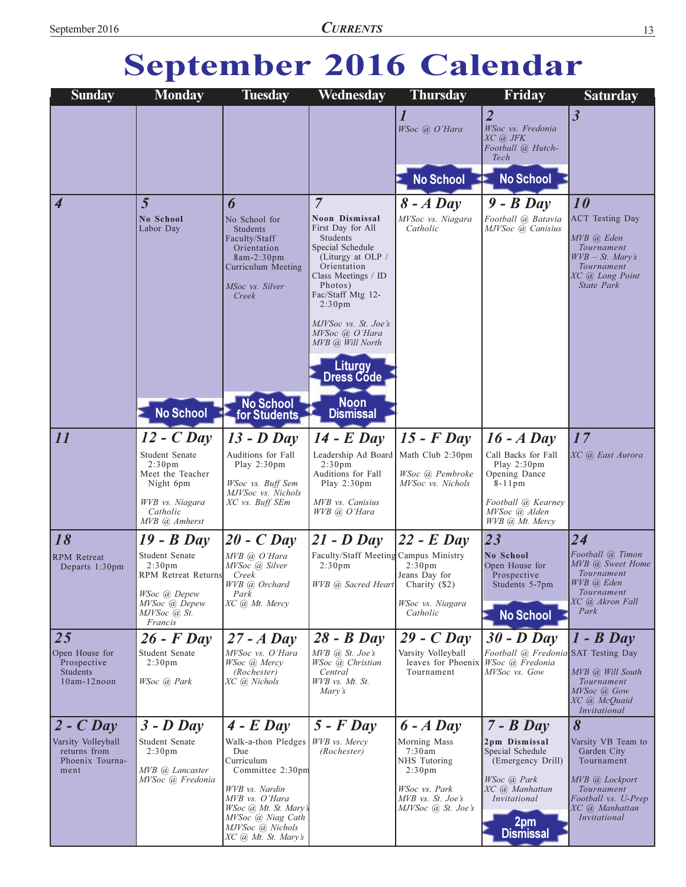# September 2016 Calendar

| Sunday | Monday | Tuesday | Wednesday | Thursday | Friday | Saturday |
|---|---|---|---|---|---|---|
| | | | | **1** *WSoc @ O'Hara* No School | **2** *WSoc vs. Fredonia XC @ JFK Football @ Hutch-Tech* No School | **3** |
| **4** | **5** **No School** Labor Day No School | **6** No School for Students Faculty/Staff Orientation 8am-2:30pm Curriculum Meeting *MSoc vs. Silver Creek* No School for Students | **7** **Noon Dismissal** First Day for All Students Special Schedule (Liturgy at OLP / Orientation Class Meetings / ID Photos) Fac/Staff Mtg 12-2:30pm *MJVSoc vs. St. Joe's MVSoc @ O'Hara MVB @ Will North* Liturgy Dress Code Noon Dismissal | **8 - A Day** *MVSoc vs. Niagara Catholic* | **9 - B Day** *Football @ Batavia MJVSoc @ Canisius* | **10** ACT Testing Day *MVB @ Eden Tournament WVB – St. Mary's Tournament XC @ Long Point State Park* |
| **11** | **12 - C Day** Student Senate 2:30pm Meet the Teacher Night 6pm *WVB vs. Niagara Catholic MVB @ Amherst* | **13 - D Day** Auditions for Fall Play 2:30pm *WSoc vs. Buff Sem MJVSoc vs. Nichols XC vs. Buff SEm* | **14 - E Day** Leadership Ad Board 2:30pm Auditions for Fall Play 2:30pm *MVB vs. Canisius WVB @ O'Hara* | **15 - F Day** Math Club 2:30pm *WSoc @ Pembroke MVSoc vs. Nichols* | **16 - A Day** Call Backs for Fall Play 2:30pm Opening Dance 8-11pm *Football @ Kearney MVSoc @ Alden WVB @ Mt. Mercy* | **17** *XC @ East Aurora* |
| **18** RPM Retreat Departs 1:30pm | **19 - B Day** Student Senate 2:30pm RPM Retreat Returns *WSoc @ Depew MVSoc @ Depew MJVSoc @ St. Francis* | **20 - C Day** *MVB @ O'Hara MVSoc @ Silver Creek WVB @ Orchard Park XC @ Mt. Mercy* | **21 - D Day** Faculty/Staff Meeting 2:30pm *WVB @ Sacred Heart* | **22 - E Day** Campus Ministry 2:30pm Jeans Day for Charity ($2) *WSoc vs. Niagara Catholic* | **23** **No School** Open House for Prospective Students 5-7pm No School | **24** *Football @ Timon MVB @ Sweet Home Tournament WVB @ Eden Tournament XC @ Akron Fall Park* |
| **25** Open House for Prospective Students 10am-12noon | **26 - F Day** Student Senate 2:30pm *WSoc @ Park* | **27 - A Day** *MVSoc vs. O'Hara WSoc @ Mercy (Rochester) XC @ Nichols* | **28 - B Day** *MVB @ St. Joe's WSoc @ Christian Central WVB vs. Mt. St. Mary's* | **29 - C Day** Varsity Volleyball leaves for Phoenix Tournament | **30 - D Day** *Football @ Fredonia WSoc @ Fredonia MVSoc vs. Gow* | **1 - B Day** SAT Testing Day *MVB @ Will South Tournament MVSoc @ Gow XC @ McQuaid Invitational* |
| **2 - C Day** Varsity Volleyball returns from Phoenix Tournament | **3 - D Day** Student Senate 2:30pm *MVB @ Lancaster MVSoc @ Fredonia* | **4 - E Day** Walk-a-thon Pledges Due Curriculum Committee 2:30pm *WVB vs. Nardin MVB vs. O'Hara WSoc @ Mt. St. Mary's MVSoc @ Niag Cath MJVSoc @ Nichols XC @ Mt. St. Mary's* | **5 - F Day** *WVB vs. Mercy (Rochester)* | **6 - A Day** Morning Mass 7:30am NHS Tutoring 2:30pm *WSoc vs. Park MVB vs. St. Joe's MJVSoc @ St. Joe's* | **7 - B Day** **2pm Dismissal** Special Schedule (Emergency Drill) *WSoc @ Park XC @ Manhattan Invitational* 2pm Dismissal | **8** Varsity VB Team to Garden City Tournament *MVB @ Lockport Tournament Football vs. U-Prep XC @ Manhattan Invitational* |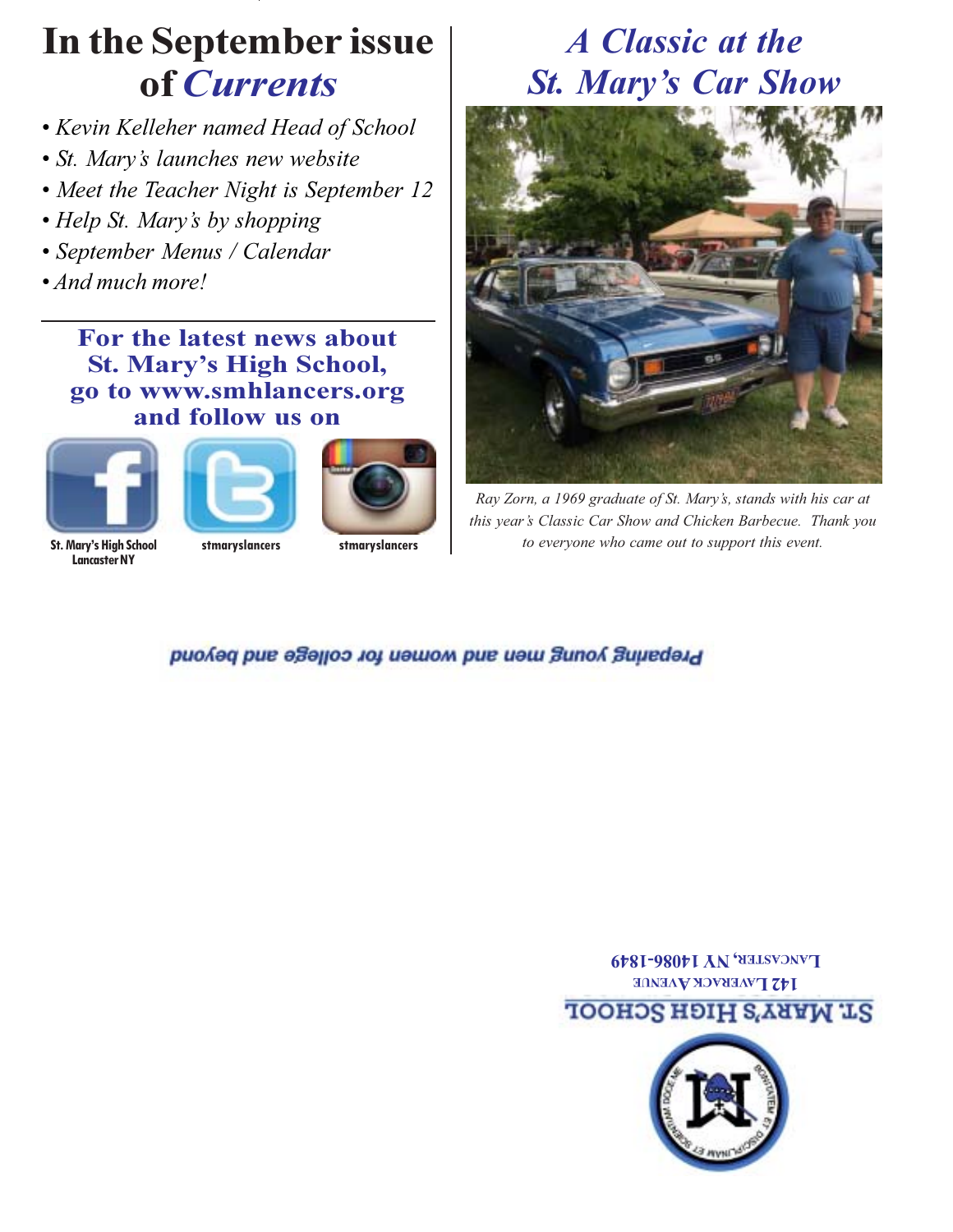# In the September issue of *Currents*

- *Kevin Kelleher named Head of School*
- *St. Mary's launches new website*
- *Meet the Teacher Night is September 12*
- *Help St. Mary's by shopping*
- *September Menus / Calendar*
- *And much more!*

**For the latest news about St. Mary's High School, go to www.smhlancers.org and follow us on**

St. Mary's High School Lancaster NY

stmaryslancers

stmaryslancers

# *A Classic at the St. Mary's Car Show*

*Ray Zorn, a 1969 graduate of St. Mary's, stands with his car at this year's Classic Car Show and Chicken Barbecue. Thank you to everyone who came out to support this event.*

Preparing young men and women for college and beyond

St. Mary's High School
142 Laverack Avenue
Lancaster, NY 14086-1849